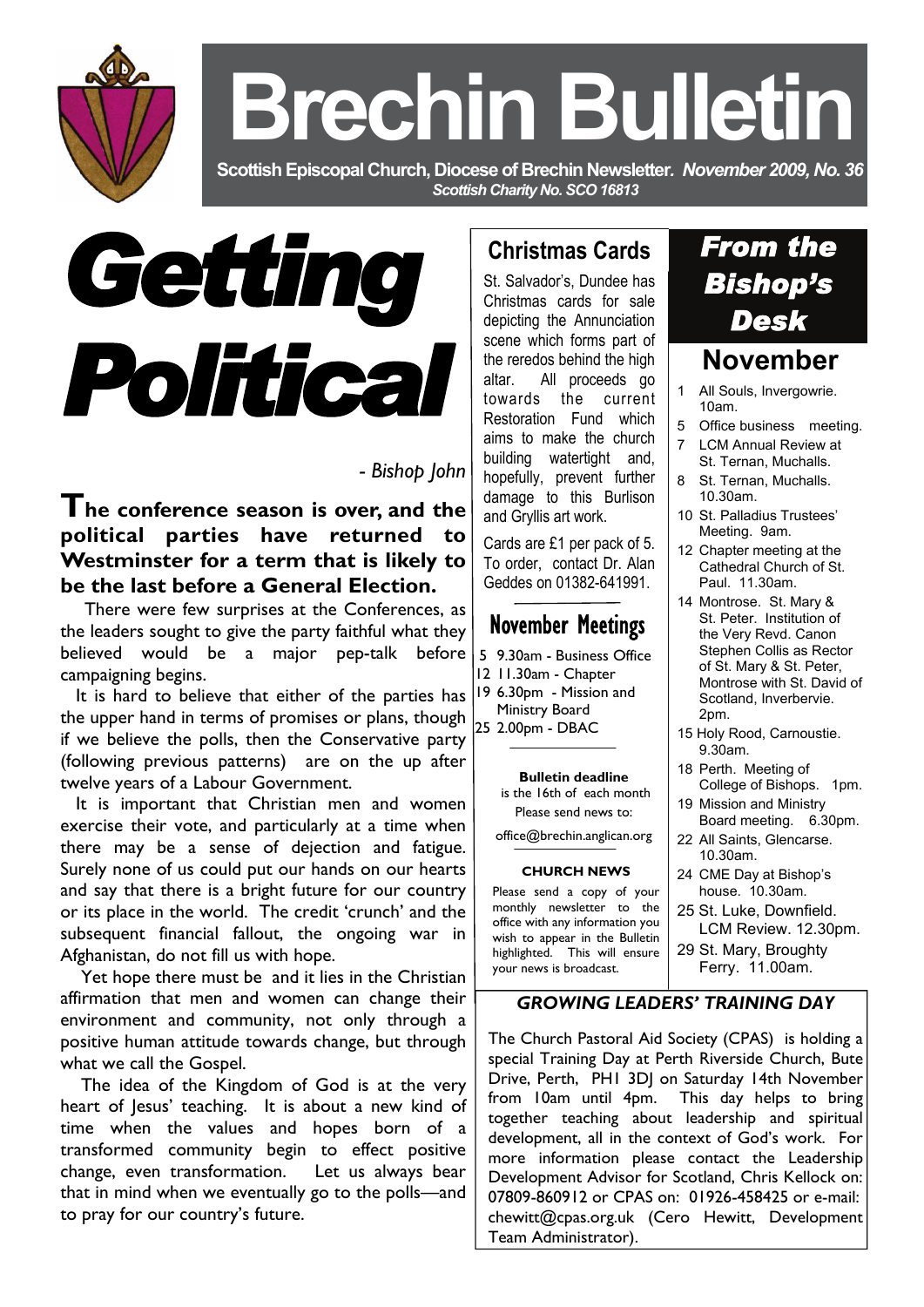# Brechin Bulletin

**Scottish Episcopal Church, Diocese of Brechin Newsletter.** ***November 2009, No. 36***

***Scottish Charity No. SCO 16813***

# Getting Political

*- Bishop John*

**The conference season is over, and the political parties have returned to Westminster for a term that is likely to be the last before a General Election.**

There were few surprises at the Conferences, as the leaders sought to give the party faithful what they believed would be a major pep-talk before campaigning begins.

It is hard to believe that either of the parties has the upper hand in terms of promises or plans, though if we believe the polls, then the Conservative party (following previous patterns) are on the up after twelve years of a Labour Government.

It is important that Christian men and women exercise their vote, and particularly at a time when there may be a sense of dejection and fatigue. Surely none of us could put our hands on our hearts and say that there is a bright future for our country or its place in the world. The credit 'crunch' and the subsequent financial fallout, the ongoing war in Afghanistan, do not fill us with hope.

Yet hope there must be and it lies in the Christian affirmation that men and women can change their environment and community, not only through a positive human attitude towards change, but through what we call the Gospel.

The idea of the Kingdom of God is at the very heart of Jesus' teaching. It is about a new kind of time when the values and hopes born of a transformed community begin to effect positive change, even transformation. Let us always bear that in mind when we eventually go to the polls—and to pray for our country's future.

## Christmas Cards

St. Salvador's, Dundee has Christmas cards for sale depicting the Annunciation scene which forms part of the reredos behind the high altar. All proceeds go towards the current Restoration Fund which aims to make the church building watertight and, hopefully, prevent further damage to this Burlison and Gryllis art work.

Cards are £1 per pack of 5. To order, contact Dr. Alan Geddes on 01382-641991.

## November Meetings

- 5 9.30am - Business Office
- 12 11.30am - Chapter
- 19 6.30pm - Mission and Ministry Board
- 25 2.00pm - DBAC

**Bulletin deadline** is the 16th of each month

Please send news to:

office@brechin.anglican.org

**CHURCH NEWS**

Please send a copy of your monthly newsletter to the office with any information you wish to appear in the Bulletin highlighted. This will ensure your news is broadcast.

## From the Bishop's Desk

### November

- 1 All Souls, Invergowrie. 10am.
- 5 Office business meeting.
- 7 LCM Annual Review at St. Ternan, Muchalls.
- 8 St. Ternan, Muchalls. 10.30am.
- 10 St. Palladius Trustees' Meeting. 9am.
- 12 Chapter meeting at the Cathedral Church of St. Paul. 11.30am.
- 14 Montrose. St. Mary & St. Peter. Institution of the Very Revd. Canon Stephen Collis as Rector of St. Mary & St. Peter, Montrose with St. David of Scotland, Inverbervie. 2pm.
- 15 Holy Rood, Carnoustie. 9.30am.
- 18 Perth. Meeting of College of Bishops. 1pm.
- 19 Mission and Ministry Board meeting. 6.30pm.
- 22 All Saints, Glencarse. 10.30am.
- 24 CME Day at Bishop's house. 10.30am.
- 25 St. Luke, Downfield. LCM Review. 12.30pm.
- 29 St. Mary, Broughty Ferry. 11.00am.

## *GROWING LEADERS' TRAINING DAY*

The Church Pastoral Aid Society (CPAS) is holding a special Training Day at Perth Riverside Church, Bute Drive, Perth, PH1 3DJ on Saturday 14th November from 10am until 4pm. This day helps to bring together teaching about leadership and spiritual development, all in the context of God's work. For more information please contact the Leadership Development Advisor for Scotland, Chris Kellock on: 07809-860912 or CPAS on: 01926-458425 or e-mail: chewitt@cpas.org.uk (Cero Hewitt, Development Team Administrator).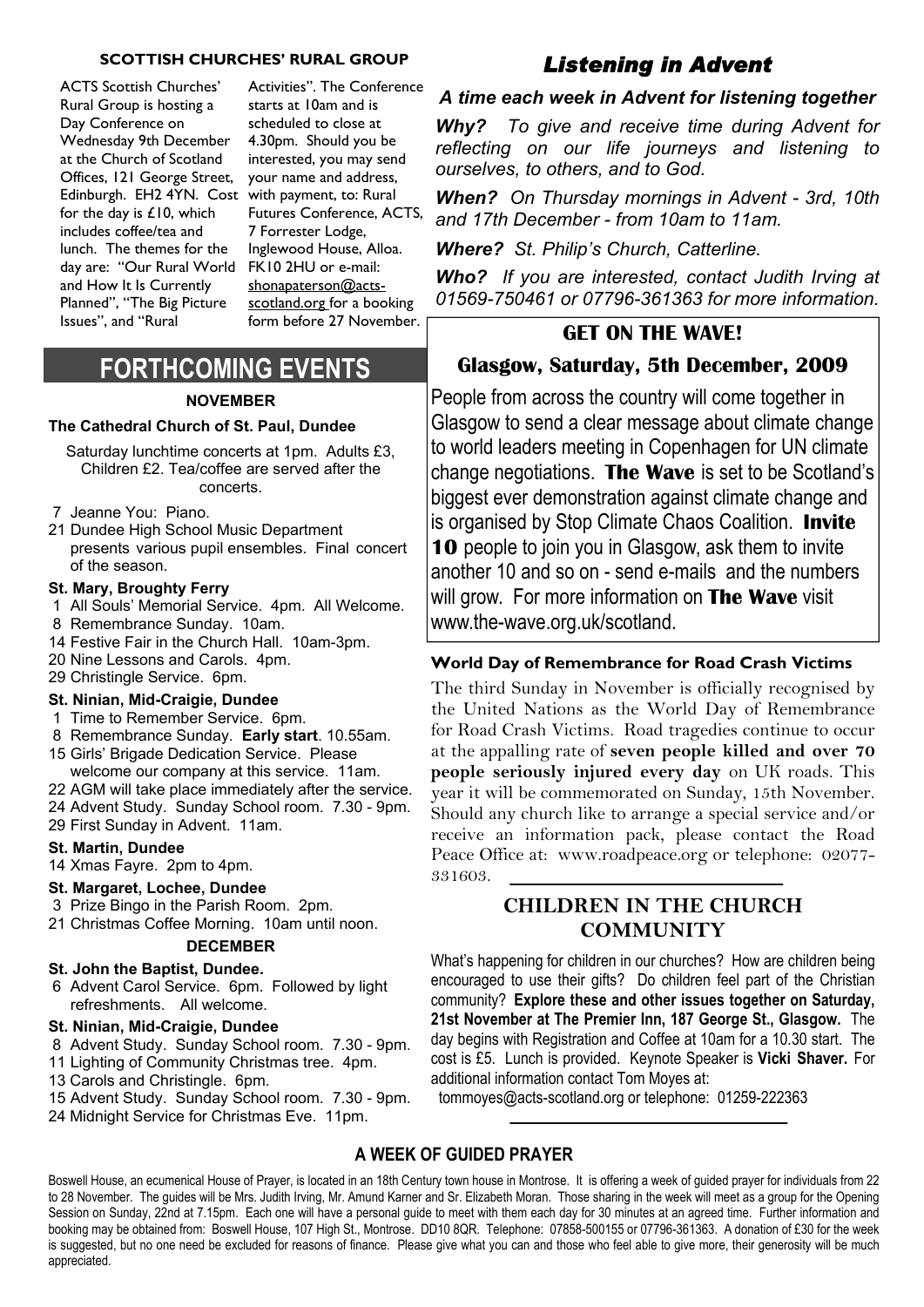## SCOTTISH CHURCHES' RURAL GROUP

ACTS Scottish Churches' Rural Group is hosting a Day Conference on Wednesday 9th December at the Church of Scotland Offices, 121 George Street, Edinburgh. EH2 4YN. Cost for the day is £10, which includes coffee/tea and lunch. The themes for the day are: "Our Rural World and How It Is Currently Planned", "The Big Picture Issues", and "Rural Activities". The Conference starts at 10am and is scheduled to close at 4.30pm. Should you be interested, you may send your name and address, with payment, to: Rural Futures Conference, ACTS, 7 Forrester Lodge, Inglewood House, Alloa. FK10 2HU or e-mail: shonapaterson@acts-scotland.org for a booking form before 27 November.

# FORTHCOMING EVENTS

### NOVEMBER

**The Cathedral Church of St. Paul, Dundee**

Saturday lunchtime concerts at 1pm. Adults £3, Children £2. Tea/coffee are served after the concerts.

- 7 Jeanne You: Piano.
- 21 Dundee High School Music Department presents various pupil ensembles. Final concert of the season.

**St. Mary, Broughty Ferry**

- 1 All Souls' Memorial Service. 4pm. All Welcome.
- 8 Remembrance Sunday. 10am.
- 14 Festive Fair in the Church Hall. 10am-3pm.
- 20 Nine Lessons and Carols. 4pm.
- 29 Christingle Service. 6pm.

**St. Ninian, Mid-Craigie, Dundee**

- 1 Time to Remember Service. 6pm.
- 8 Remembrance Sunday. **Early start**. 10.55am.
- 15 Girls' Brigade Dedication Service. Please welcome our company at this service. 11am.
- 22 AGM will take place immediately after the service.
- 24 Advent Study. Sunday School room. 7.30 - 9pm.
- 29 First Sunday in Advent. 11am.

**St. Martin, Dundee**

- 14 Xmas Fayre. 2pm to 4pm.

**St. Margaret, Lochee, Dundee**

- 3 Prize Bingo in the Parish Room. 2pm.
- 21 Christmas Coffee Morning. 10am until noon.

### DECEMBER

**St. John the Baptist, Dundee.**

- 6 Advent Carol Service. 6pm. Followed by light refreshments. All welcome.

**St. Ninian, Mid-Craigie, Dundee**

- 8 Advent Study. Sunday School room. 7.30 - 9pm.
- 11 Lighting of Community Christmas tree. 4pm.
- 13 Carols and Christingle. 6pm.
- 15 Advent Study. Sunday School room. 7.30 - 9pm.
- 24 Midnight Service for Christmas Eve. 11pm.

## *Listening in Advent*

***A time each week in Advent for listening together***

***Why?*** *To give and receive time during Advent for reflecting on our life journeys and listening to ourselves, to others, and to God.*

***When?*** *On Thursday mornings in Advent - 3rd, 10th and 17th December - from 10am to 11am.*

***Where?*** *St. Philip's Church, Catterline.*

***Who?*** *If you are interested, contact Judith Irving at 01569-750461 or 07796-361363 for more information.*

## GET ON THE WAVE!

### Glasgow, Saturday, 5th December, 2009

People from across the country will come together in Glasgow to send a clear message about climate change to world leaders meeting in Copenhagen for UN climate change negotiations. **The Wave** is set to be Scotland's biggest ever demonstration against climate change and is organised by Stop Climate Chaos Coalition. **Invite 10** people to join you in Glasgow, ask them to invite another 10 and so on - send e-mails and the numbers will grow. For more information on **The Wave** visit www.the-wave.org.uk/scotland.

### World Day of Remembrance for Road Crash Victims

The third Sunday in November is officially recognised by the United Nations as the World Day of Remembrance for Road Crash Victims. Road tragedies continue to occur at the appalling rate of **seven people killed and over 70 people seriously injured every day** on UK roads. This year it will be commemorated on Sunday, 15th November. Should any church like to arrange a special service and/or receive an information pack, please contact the Road Peace Office at: www.roadpeace.org or telephone: 02077-331603.

## CHILDREN IN THE CHURCH COMMUNITY

What's happening for children in our churches? How are children being encouraged to use their gifts? Do children feel part of the Christian community? **Explore these and other issues together on Saturday, 21st November at The Premier Inn, 187 George St., Glasgow.** The day begins with Registration and Coffee at 10am for a 10.30 start. The cost is £5. Lunch is provided. Keynote Speaker is **Vicki Shaver.** For additional information contact Tom Moyes at:

tommoyes@acts-scotland.org or telephone: 01259-222363

## A WEEK OF GUIDED PRAYER

Boswell House, an ecumenical House of Prayer, is located in an 18th Century town house in Montrose. It is offering a week of guided prayer for individuals from 22 to 28 November. The guides will be Mrs. Judith Irving, Mr. Amund Karner and Sr. Elizabeth Moran. Those sharing in the week will meet as a group for the Opening Session on Sunday, 22nd at 7.15pm. Each one will have a personal guide to meet with them each day for 30 minutes at an agreed time. Further information and booking may be obtained from: Boswell House, 107 High St., Montrose. DD10 8QR. Telephone: 07858-500155 or 07796-361363. A donation of £30 for the week is suggested, but no one need be excluded for reasons of finance. Please give what you can and those who feel able to give more, their generosity will be much appreciated.